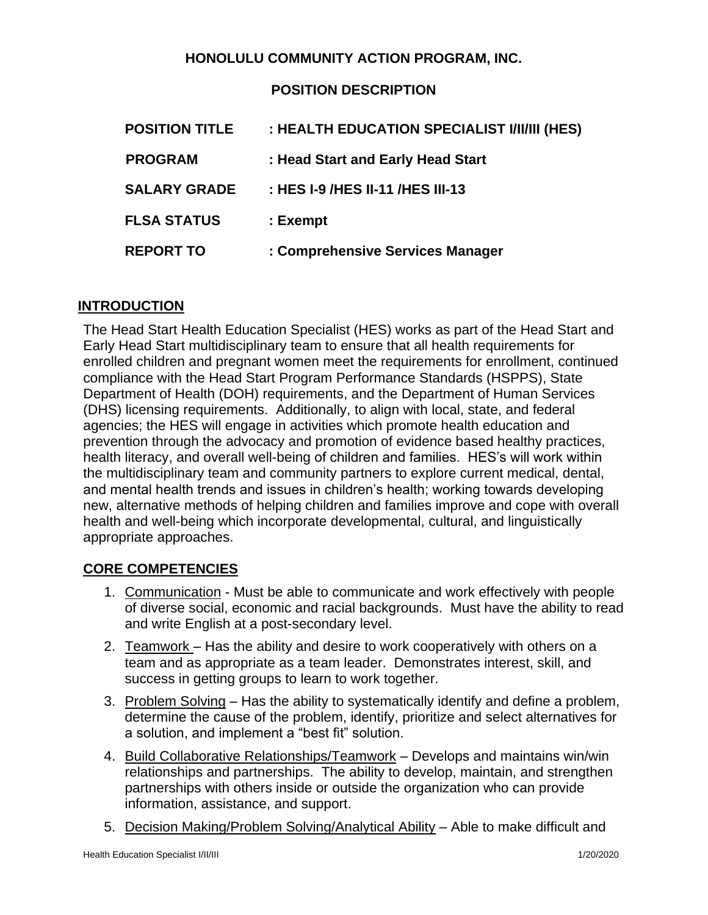# HONOLULU COMMUNITY ACTION PROGRAM, INC.

## POSITION DESCRIPTION

| | |
|---|---|
| **POSITION TITLE** | **: HEALTH EDUCATION SPECIALIST I/II/III (HES)** |
| **PROGRAM** | **: Head Start and Early Head Start** |
| **SALARY GRADE** | **: HES I-9 /HES II-11 /HES III-13** |
| **FLSA STATUS** | **: Exempt** |
| **REPORT TO** | **: Comprehensive Services Manager** |

## INTRODUCTION

The Head Start Health Education Specialist (HES) works as part of the Head Start and Early Head Start multidisciplinary team to ensure that all health requirements for enrolled children and pregnant women meet the requirements for enrollment, continued compliance with the Head Start Program Performance Standards (HSPPS), State Department of Health (DOH) requirements, and the Department of Human Services (DHS) licensing requirements. Additionally, to align with local, state, and federal agencies; the HES will engage in activities which promote health education and prevention through the advocacy and promotion of evidence based healthy practices, health literacy, and overall well-being of children and families. HES's will work within the multidisciplinary team and community partners to explore current medical, dental, and mental health trends and issues in children's health; working towards developing new, alternative methods of helping children and families improve and cope with overall health and well-being which incorporate developmental, cultural, and linguistically appropriate approaches.

## CORE COMPETENCIES

1. Communication - Must be able to communicate and work effectively with people of diverse social, economic and racial backgrounds. Must have the ability to read and write English at a post-secondary level.
2. Teamwork – Has the ability and desire to work cooperatively with others on a team and as appropriate as a team leader. Demonstrates interest, skill, and success in getting groups to learn to work together.
3. Problem Solving – Has the ability to systematically identify and define a problem, determine the cause of the problem, identify, prioritize and select alternatives for a solution, and implement a "best fit" solution.
4. Build Collaborative Relationships/Teamwork – Develops and maintains win/win relationships and partnerships. The ability to develop, maintain, and strengthen partnerships with others inside or outside the organization who can provide information, assistance, and support.
5. Decision Making/Problem Solving/Analytical Ability – Able to make difficult and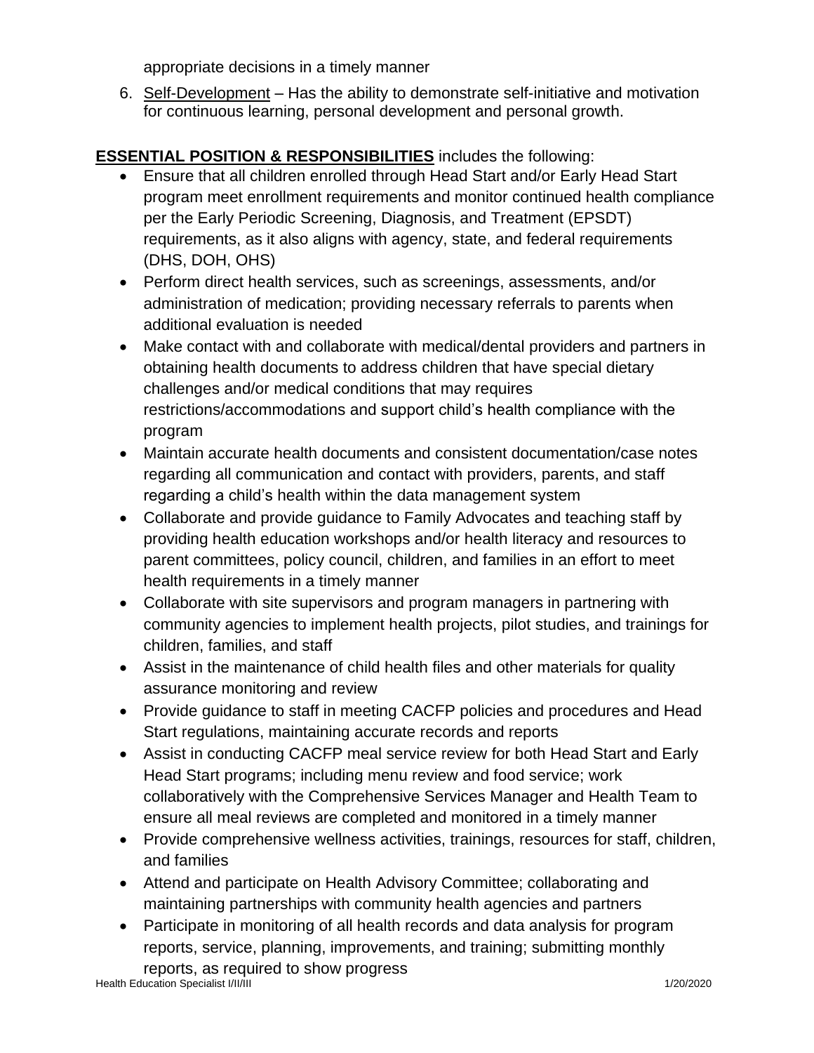appropriate decisions in a timely manner

6. <u>Self-Development</u> – Has the ability to demonstrate self-initiative and motivation for continuous learning, personal development and personal growth.

**<u>ESSENTIAL POSITION & RESPONSIBILITIES</u>** includes the following:

- Ensure that all children enrolled through Head Start and/or Early Head Start program meet enrollment requirements and monitor continued health compliance per the Early Periodic Screening, Diagnosis, and Treatment (EPSDT) requirements, as it also aligns with agency, state, and federal requirements (DHS, DOH, OHS)
- Perform direct health services, such as screenings, assessments, and/or administration of medication; providing necessary referrals to parents when additional evaluation is needed
- Make contact with and collaborate with medical/dental providers and partners in obtaining health documents to address children that have special dietary challenges and/or medical conditions that may requires restrictions/accommodations and support child's health compliance with the program
- Maintain accurate health documents and consistent documentation/case notes regarding all communication and contact with providers, parents, and staff regarding a child's health within the data management system
- Collaborate and provide guidance to Family Advocates and teaching staff by providing health education workshops and/or health literacy and resources to parent committees, policy council, children, and families in an effort to meet health requirements in a timely manner
- Collaborate with site supervisors and program managers in partnering with community agencies to implement health projects, pilot studies, and trainings for children, families, and staff
- Assist in the maintenance of child health files and other materials for quality assurance monitoring and review
- Provide guidance to staff in meeting CACFP policies and procedures and Head Start regulations, maintaining accurate records and reports
- Assist in conducting CACFP meal service review for both Head Start and Early Head Start programs; including menu review and food service; work collaboratively with the Comprehensive Services Manager and Health Team to ensure all meal reviews are completed and monitored in a timely manner
- Provide comprehensive wellness activities, trainings, resources for staff, children, and families
- Attend and participate on Health Advisory Committee; collaborating and maintaining partnerships with community health agencies and partners
- Participate in monitoring of all health records and data analysis for program reports, service, planning, improvements, and training; submitting monthly reports, as required to show progress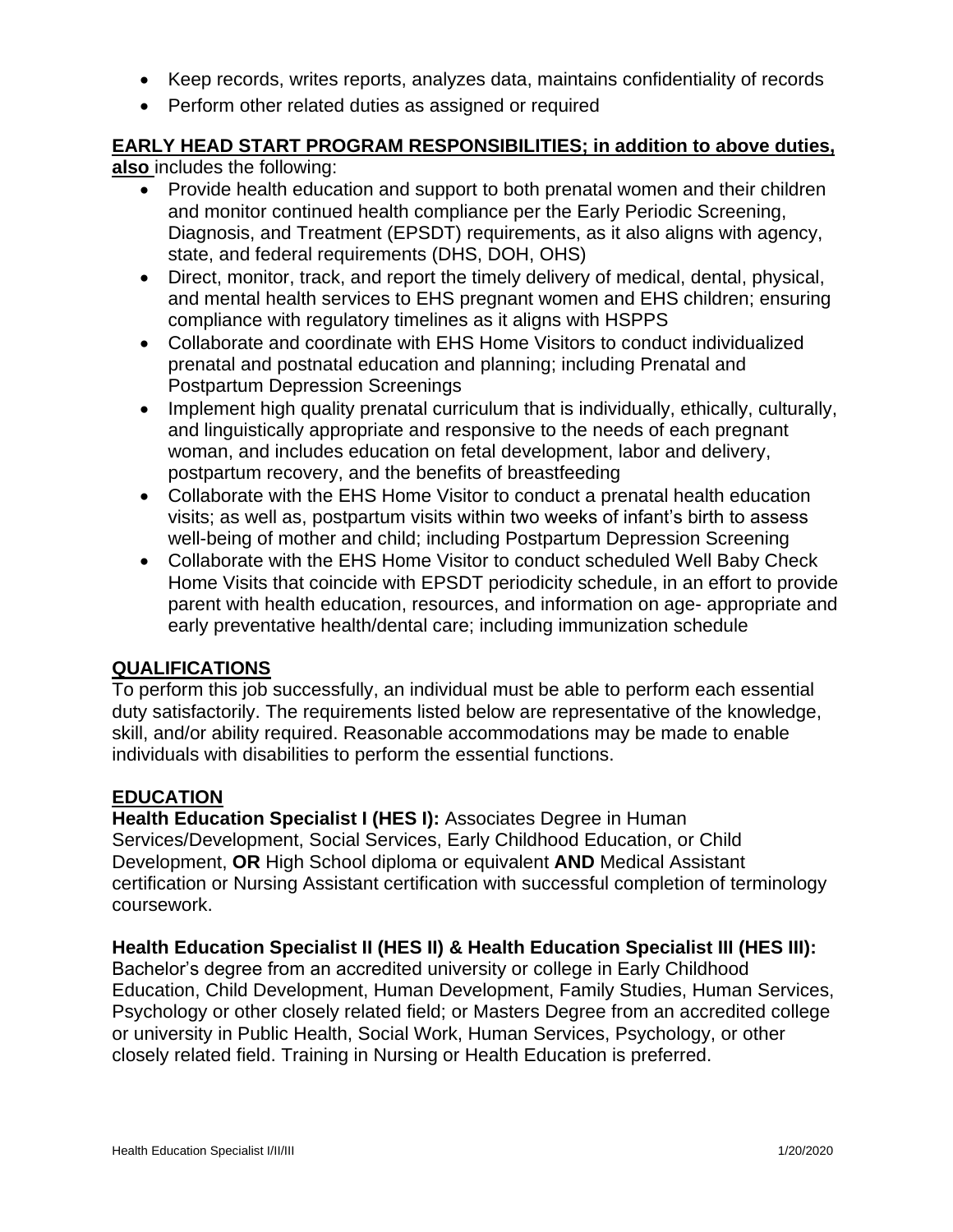- Keep records, writes reports, analyzes data, maintains confidentiality of records
- Perform other related duties as assigned or required

**EARLY HEAD START PROGRAM RESPONSIBILITIES; in addition to above duties, also** includes the following:

- Provide health education and support to both prenatal women and their children and monitor continued health compliance per the Early Periodic Screening, Diagnosis, and Treatment (EPSDT) requirements, as it also aligns with agency, state, and federal requirements (DHS, DOH, OHS)
- Direct, monitor, track, and report the timely delivery of medical, dental, physical, and mental health services to EHS pregnant women and EHS children; ensuring compliance with regulatory timelines as it aligns with HSPPS
- Collaborate and coordinate with EHS Home Visitors to conduct individualized prenatal and postnatal education and planning; including Prenatal and Postpartum Depression Screenings
- Implement high quality prenatal curriculum that is individually, ethically, culturally, and linguistically appropriate and responsive to the needs of each pregnant woman, and includes education on fetal development, labor and delivery, postpartum recovery, and the benefits of breastfeeding
- Collaborate with the EHS Home Visitor to conduct a prenatal health education visits; as well as, postpartum visits within two weeks of infant's birth to assess well-being of mother and child; including Postpartum Depression Screening
- Collaborate with the EHS Home Visitor to conduct scheduled Well Baby Check Home Visits that coincide with EPSDT periodicity schedule, in an effort to provide parent with health education, resources, and information on age- appropriate and early preventative health/dental care; including immunization schedule

## QUALIFICATIONS

To perform this job successfully, an individual must be able to perform each essential duty satisfactorily. The requirements listed below are representative of the knowledge, skill, and/or ability required. Reasonable accommodations may be made to enable individuals with disabilities to perform the essential functions.

## EDUCATION

**Health Education Specialist I (HES I):** Associates Degree in Human Services/Development, Social Services, Early Childhood Education, or Child Development, **OR** High School diploma or equivalent **AND** Medical Assistant certification or Nursing Assistant certification with successful completion of terminology coursework.

**Health Education Specialist II (HES II) & Health Education Specialist III (HES III):** Bachelor's degree from an accredited university or college in Early Childhood Education, Child Development, Human Development, Family Studies, Human Services, Psychology or other closely related field; or Masters Degree from an accredited college or university in Public Health, Social Work, Human Services, Psychology, or other closely related field. Training in Nursing or Health Education is preferred.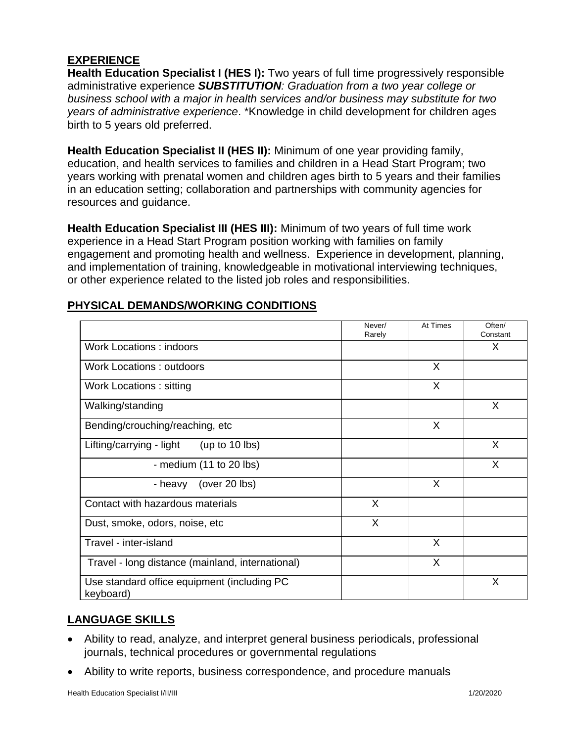## EXPERIENCE

**Health Education Specialist I (HES I):** Two years of full time progressively responsible administrative experience ***SUBSTITUTION****: Graduation from a two year college or business school with a major in health services and/or business may substitute for two years of administrative experience*. *Knowledge in child development for children ages birth to 5 years old preferred.

**Health Education Specialist II (HES II):** Minimum of one year providing family, education, and health services to families and children in a Head Start Program; two years working with prenatal women and children ages birth to 5 years and their families in an education setting; collaboration and partnerships with community agencies for resources and guidance.

**Health Education Specialist III (HES III):** Minimum of two years of full time work experience in a Head Start Program position working with families on family engagement and promoting health and wellness. Experience in development, planning, and implementation of training, knowledgeable in motivational interviewing techniques, or other experience related to the listed job roles and responsibilities.

## PHYSICAL DEMANDS/WORKING CONDITIONS

| | Never/ Rarely | At Times | Often/ Constant |
|---|---|---|---|
| Work Locations : indoors | | | X |
| Work Locations : outdoors | | X | |
| Work Locations : sitting | | X | |
| Walking/standing | | | X |
| Bending/crouching/reaching, etc | | X | |
| Lifting/carrying - light (up to 10 lbs) | | | X |
| - medium (11 to 20 lbs) | | | X |
| - heavy (over 20 lbs) | | X | |
| Contact with hazardous materials | X | | |
| Dust, smoke, odors, noise, etc | X | | |
| Travel - inter-island | | X | |
| Travel - long distance (mainland, international) | | X | |
| Use standard office equipment (including PC keyboard) | | | X |

## LANGUAGE SKILLS

- Ability to read, analyze, and interpret general business periodicals, professional journals, technical procedures or governmental regulations
- Ability to write reports, business correspondence, and procedure manuals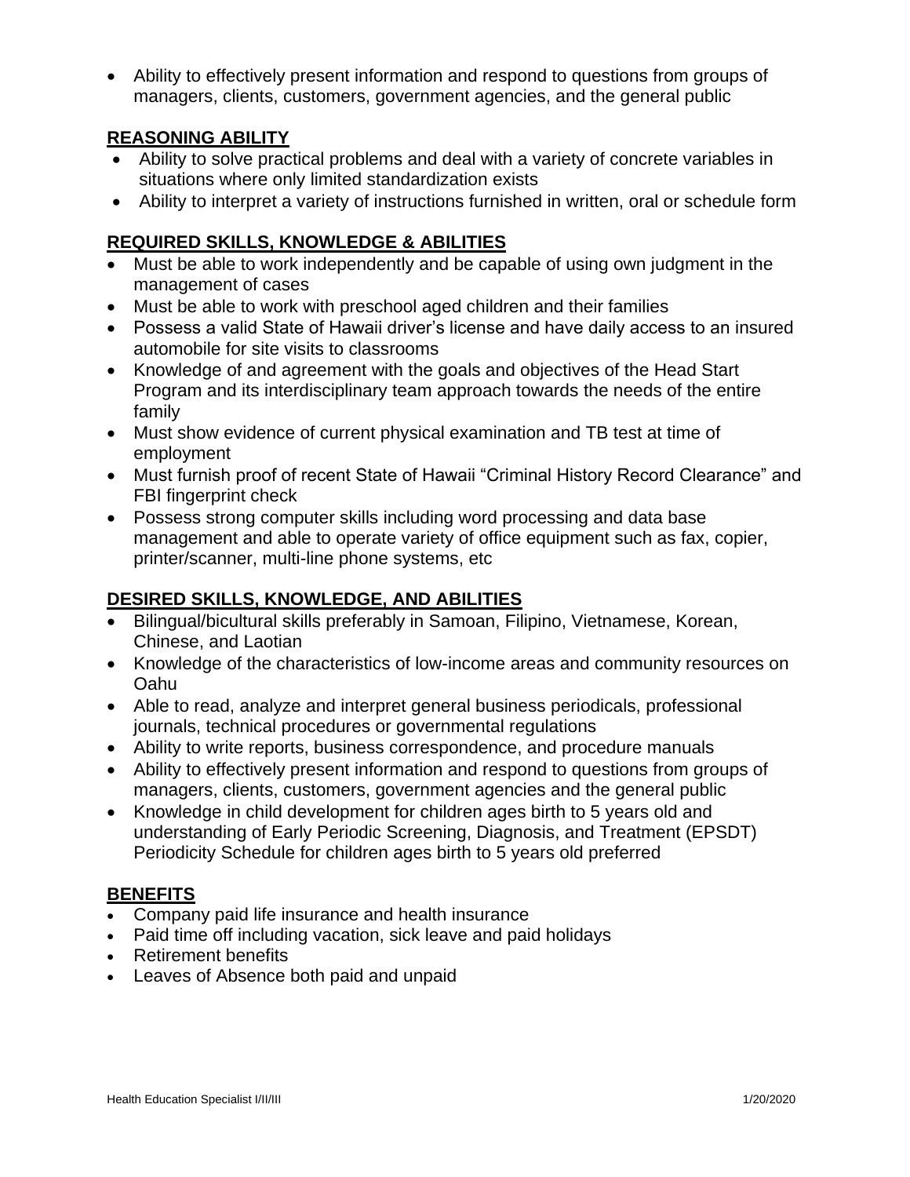- Ability to effectively present information and respond to questions from groups of managers, clients, customers, government agencies, and the general public

## REASONING ABILITY

- Ability to solve practical problems and deal with a variety of concrete variables in situations where only limited standardization exists
- Ability to interpret a variety of instructions furnished in written, oral or schedule form

## REQUIRED SKILLS, KNOWLEDGE & ABILITIES

- Must be able to work independently and be capable of using own judgment in the management of cases
- Must be able to work with preschool aged children and their families
- Possess a valid State of Hawaii driver's license and have daily access to an insured automobile for site visits to classrooms
- Knowledge of and agreement with the goals and objectives of the Head Start Program and its interdisciplinary team approach towards the needs of the entire family
- Must show evidence of current physical examination and TB test at time of employment
- Must furnish proof of recent State of Hawaii "Criminal History Record Clearance" and FBI fingerprint check
- Possess strong computer skills including word processing and data base management and able to operate variety of office equipment such as fax, copier, printer/scanner, multi-line phone systems, etc

## DESIRED SKILLS, KNOWLEDGE, AND ABILITIES

- Bilingual/bicultural skills preferably in Samoan, Filipino, Vietnamese, Korean, Chinese, and Laotian
- Knowledge of the characteristics of low-income areas and community resources on Oahu
- Able to read, analyze and interpret general business periodicals, professional journals, technical procedures or governmental regulations
- Ability to write reports, business correspondence, and procedure manuals
- Ability to effectively present information and respond to questions from groups of managers, clients, customers, government agencies and the general public
- Knowledge in child development for children ages birth to 5 years old and understanding of Early Periodic Screening, Diagnosis, and Treatment (EPSDT) Periodicity Schedule for children ages birth to 5 years old preferred

## BENEFITS

- Company paid life insurance and health insurance
- Paid time off including vacation, sick leave and paid holidays
- Retirement benefits
- Leaves of Absence both paid and unpaid